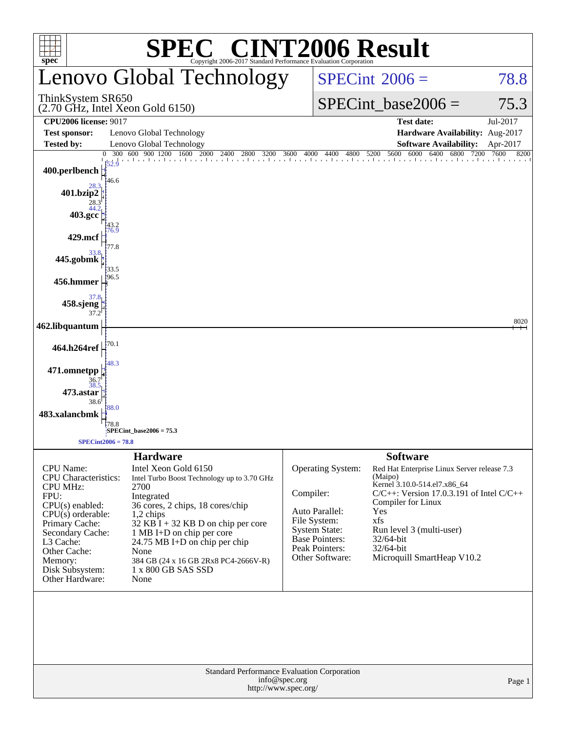# SPEC® CINT2006 Result

Copyright 2006-2017 Standard Performance Evaluation Corporation

## Lenovo Global Technology

ThinkSystem SR650
(2.70 GHz, Intel Xeon Gold 6150)

SPECint 2006 = 78.8

SPECint_base2006 = 75.3

| | | | |
|---|---|---|---|
| **CPU2006 license:** 9017 | | **Test date:** | Jul-2017 |
| **Test sponsor:** | Lenovo Global Technology | **Hardware Availability:** | Aug-2017 |
| **Tested by:** | Lenovo Global Technology | **Software Availability:** | Apr-2017 |

| Benchmark | Peak | Base |
|---|---|---|
| 400.perlbench | 52.9 | 46.6 |
| 401.bzip2 | 28.3 | 28.3 |
| 403.gcc | 44.2 | 43.2 |
| 429.mcf | 76.9 | 77.8 |
| 445.gobmk | 33.8 | 33.5 |
| 456.hmmer | 96.5 | 96.5 |
| 458.sjeng | 37.8 | 37.2 |
| 462.libquantum | 8020 | 8020 |
| 464.h264ref | 70.1 | 70.1 |
| 471.omnetpp | 48.3 | 36.7 |
| 473.astar | 38.5 | 38.6 |
| 483.xalancbmk | 88.0 | 78.8 |

SPECint_base2006 = 75.3

SPECint2006 = 78.8

### Hardware

| | |
|---|---|
| CPU Name: | Intel Xeon Gold 6150 |
| CPU Characteristics: | Intel Turbo Boost Technology up to 3.70 GHz |
| CPU MHz: | 2700 |
| FPU: | Integrated |
| CPU(s) enabled: | 36 cores, 2 chips, 18 cores/chip |
| CPU(s) orderable: | 1,2 chips |
| Primary Cache: | 32 KB I + 32 KB D on chip per core |
| Secondary Cache: | 1 MB I+D on chip per core |
| L3 Cache: | 24.75 MB I+D on chip per chip |
| Other Cache: | None |
| Memory: | 384 GB (24 x 16 GB 2Rx8 PC4-2666V-R) |
| Disk Subsystem: | 1 x 800 GB SAS SSD |
| Other Hardware: | None |

### Software

| | |
|---|---|
| Operating System: | Red Hat Enterprise Linux Server release 7.3 (Maipo) Kernel 3.10.0-514.el7.x86_64 |
| Compiler: | C/C++: Version 17.0.3.191 of Intel C/C++ Compiler for Linux |
| Auto Parallel: | Yes |
| File System: | xfs |
| System State: | Run level 3 (multi-user) |
| Base Pointers: | 32/64-bit |
| Peak Pointers: | 32/64-bit |
| Other Software: | Microquill SmartHeap V10.2 |

Standard Performance Evaluation Corporation
info@spec.org
http://www.spec.org/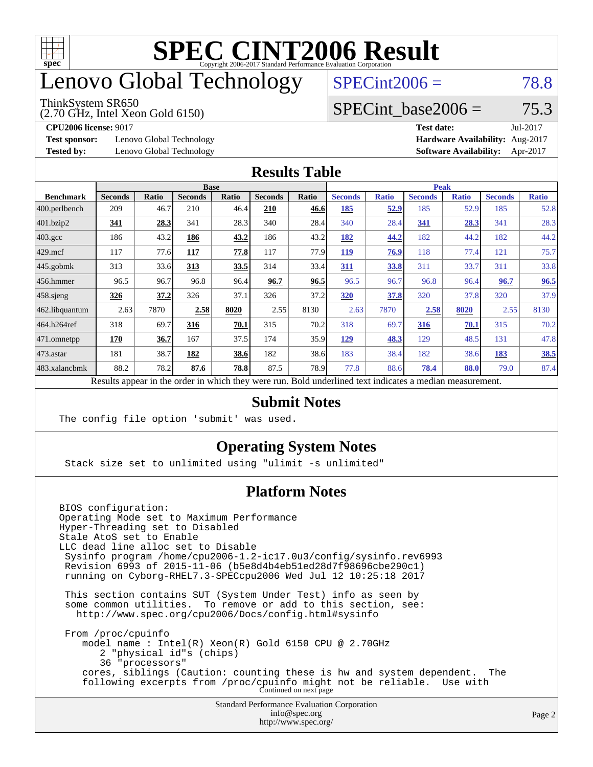# SPEC CINT2006 Result

Copyright 2006-2017 Standard Performance Evaluation Corporation

# Lenovo Global Technology

ThinkSystem SR650
(2.70 GHz, Intel Xeon Gold 6150)

SPECint2006 = 78.8

SPECint_base2006 = 75.3

| | | | |
|---|---|---|---|
| **CPU2006 license:** | 9017 | **Test date:** | Jul-2017 |
| **Test sponsor:** | Lenovo Global Technology | **Hardware Availability:** | Aug-2017 |
| **Tested by:** | Lenovo Global Technology | **Software Availability:** | Apr-2017 |

## Results Table

| Benchmark | Base | | | | | | Peak | | | | | |
|---|---|---|---|---|---|---|---|---|---|---|---|---|
| | Seconds | Ratio | Seconds | Ratio | Seconds | Ratio | Seconds | Ratio | Seconds | Ratio | Seconds | Ratio |
| 400.perlbench | 209 | 46.7 | 210 | 46.4 | **210** | **46.6** | **185** | **52.9** | 185 | 52.9 | 185 | 52.8 |
| 401.bzip2 | **341** | **28.3** | 341 | 28.3 | 340 | 28.4 | 340 | 28.4 | **341** | **28.3** | 341 | 28.3 |
| 403.gcc | 186 | 43.2 | **186** | **43.2** | 186 | 43.2 | **182** | **44.2** | 182 | 44.2 | 182 | 44.2 |
| 429.mcf | 117 | 77.6 | **117** | **77.8** | 117 | 77.9 | **119** | **76.9** | 118 | 77.4 | 121 | 75.7 |
| 445.gobmk | 313 | 33.6 | **313** | **33.5** | 314 | 33.4 | **311** | **33.8** | 311 | 33.7 | 311 | 33.8 |
| 456.hmmer | 96.5 | 96.7 | 96.8 | 96.4 | **96.7** | **96.5** | 96.5 | 96.7 | 96.8 | 96.4 | **96.7** | **96.5** |
| 458.sjeng | **326** | **37.2** | 326 | 37.1 | 326 | 37.2 | **320** | **37.8** | 320 | 37.8 | 320 | 37.9 |
| 462.libquantum | 2.63 | 7870 | **2.58** | **8020** | 2.55 | 8130 | 2.63 | 7870 | **2.58** | **8020** | 2.55 | 8130 |
| 464.h264ref | 318 | 69.7 | **316** | **70.1** | 315 | 70.2 | 318 | 69.7 | **316** | **70.1** | 315 | 70.2 |
| 471.omnetpp | **170** | **36.7** | 167 | 37.5 | 174 | 35.9 | **129** | **48.3** | 129 | 48.5 | 131 | 47.8 |
| 473.astar | 181 | 38.7 | **182** | **38.6** | 182 | 38.6 | 183 | 38.4 | 182 | 38.6 | **183** | **38.5** |
| 483.xalancbmk | 88.2 | 78.2 | **87.6** | **78.8** | 87.5 | 78.9 | 77.8 | 88.6 | **78.4** | **88.0** | 79.0 | 87.4 |

Results appear in the order in which they were run. Bold underlined text indicates a median measurement.

## Submit Notes

```
The config file option 'submit' was used.
```

## Operating System Notes

```
Stack size set to unlimited using "ulimit -s unlimited"
```

## Platform Notes

```
BIOS configuration:
Operating Mode set to Maximum Performance
Hyper-Threading set to Disabled
Stale AtoS set to Enable
LLC dead line alloc set to Disable
 Sysinfo program /home/cpu2006-1.2-ic17.0u3/config/sysinfo.rev6993
 Revision 6993 of 2015-11-06 (b5e8d4b4eb51ed28d7f98696cbe290c1)
 running on Cyborg-RHEL7.3-SPECcpu2006 Wed Jul 12 10:25:18 2017

 This section contains SUT (System Under Test) info as seen by
 some common utilities.  To remove or add to this section, see:
   http://www.spec.org/cpu2006/Docs/config.html#sysinfo

 From /proc/cpuinfo
    model name : Intel(R) Xeon(R) Gold 6150 CPU @ 2.70GHz
       2 "physical id"s (chips)
       36 "processors"
    cores, siblings (Caution: counting these is hw and system dependent.  The
    following excerpts from /proc/cpuinfo might not be reliable.  Use with
```

Continued on next page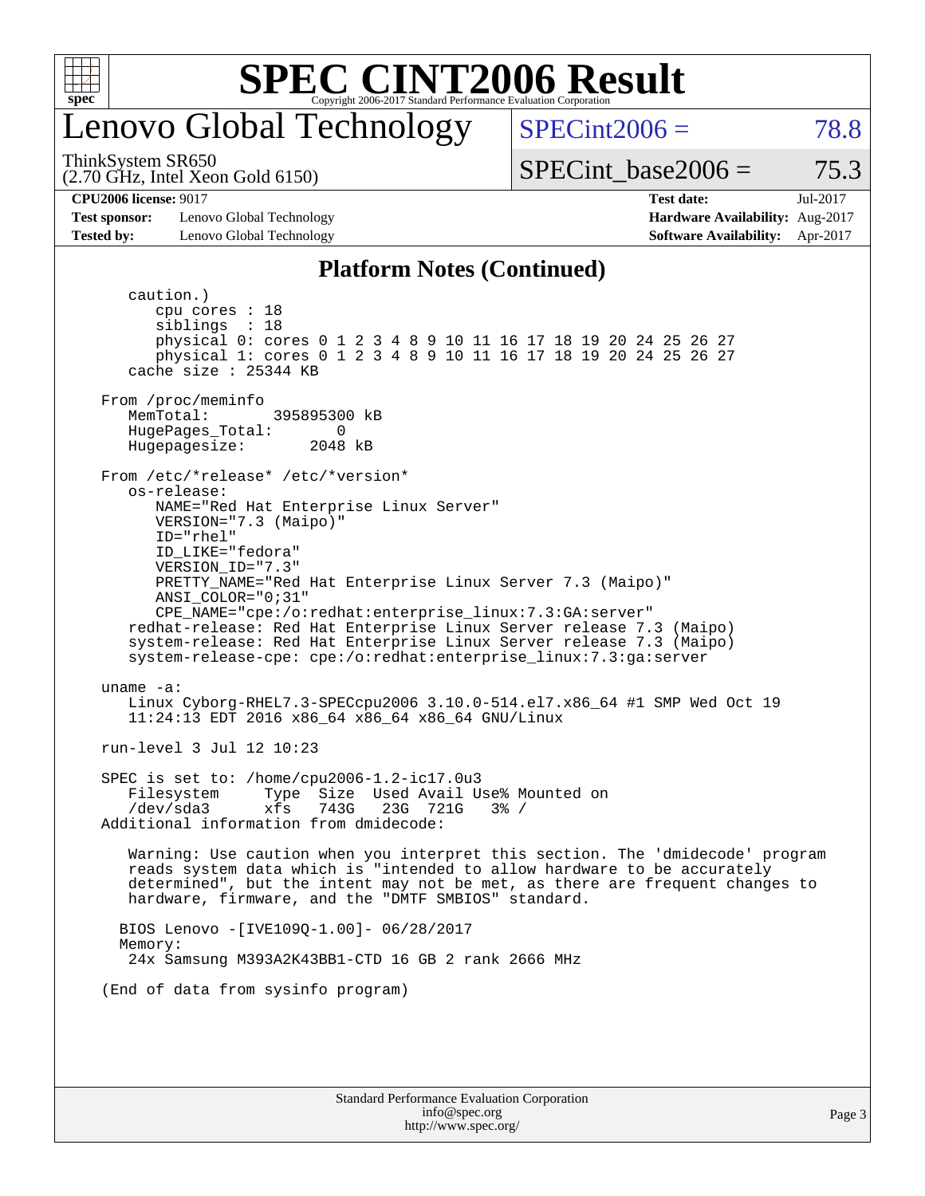# Lenovo Global Technology

ThinkSystem SR650
(2.70 GHz, Intel Xeon Gold 6150)

SPECint2006 = 78.8

SPECint_base2006 = 75.3

**CPU2006 license:** 9017
**Test sponsor:** Lenovo Global Technology
**Tested by:** Lenovo Global Technology

**Test date:** Jul-2017
**Hardware Availability:** Aug-2017
**Software Availability:** Apr-2017

## Platform Notes (Continued)

```
      caution.)
         cpu cores : 18
         siblings  : 18
         physical 0: cores 0 1 2 3 4 8 9 10 11 16 17 18 19 20 24 25 26 27
         physical 1: cores 0 1 2 3 4 8 9 10 11 16 17 18 19 20 24 25 26 27
      cache size : 25344 KB

   From /proc/meminfo
      MemTotal:       395895300 kB
      HugePages_Total:       0
      Hugepagesize:       2048 kB

   From /etc/*release* /etc/*version*
      os-release:
         NAME="Red Hat Enterprise Linux Server"
         VERSION="7.3 (Maipo)"
         ID="rhel"
         ID_LIKE="fedora"
         VERSION_ID="7.3"
         PRETTY_NAME="Red Hat Enterprise Linux Server 7.3 (Maipo)"
         ANSI_COLOR="0;31"
         CPE_NAME="cpe:/o:redhat:enterprise_linux:7.3:GA:server"
      redhat-release: Red Hat Enterprise Linux Server release 7.3 (Maipo)
      system-release: Red Hat Enterprise Linux Server release 7.3 (Maipo)
      system-release-cpe: cpe:/o:redhat:enterprise_linux:7.3:ga:server

   uname -a:
      Linux Cyborg-RHEL7.3-SPECcpu2006 3.10.0-514.el7.x86_64 #1 SMP Wed Oct 19
      11:24:13 EDT 2016 x86_64 x86_64 x86_64 GNU/Linux

   run-level 3 Jul 12 10:23

   SPEC is set to: /home/cpu2006-1.2-ic17.0u3
      Filesystem     Type  Size  Used Avail Use% Mounted on
      /dev/sda3      xfs   743G   23G  721G   3% /
   Additional information from dmidecode:

      Warning: Use caution when you interpret this section. The 'dmidecode' program
      reads system data which is "intended to allow hardware to be accurately
      determined", but the intent may not be met, as there are frequent changes to
      hardware, firmware, and the "DMTF SMBIOS" standard.

     BIOS Lenovo -[IVE109Q-1.00]- 06/28/2017
     Memory:
      24x Samsung M393A2K43BB1-CTD 16 GB 2 rank 2666 MHz

   (End of data from sysinfo program)
```

Standard Performance Evaluation Corporation
info@spec.org
http://www.spec.org/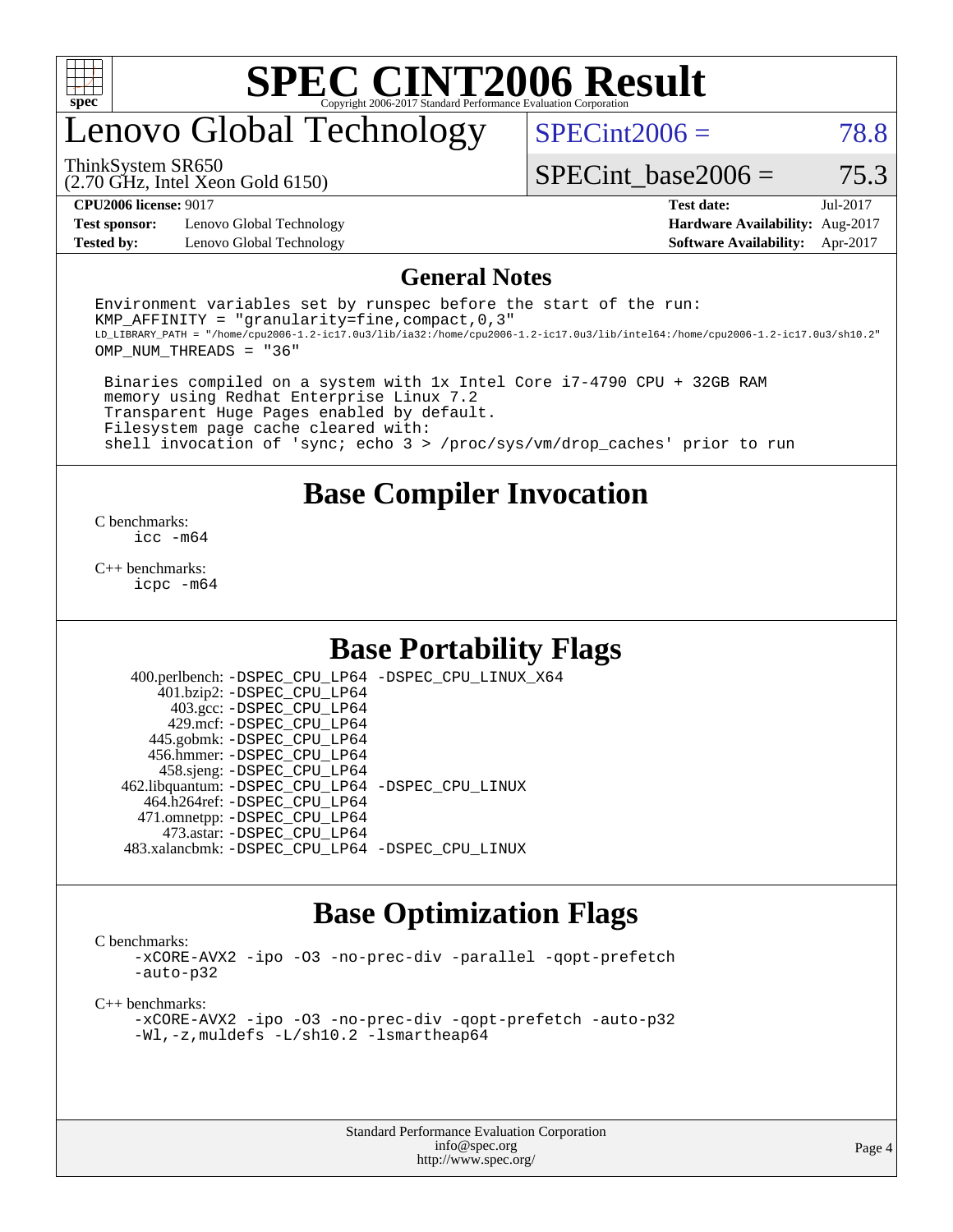# SPEC CINT2006 Result

Copyright 2006-2017 Standard Performance Evaluation Corporation

## Lenovo Global Technology

ThinkSystem SR650
(2.70 GHz, Intel Xeon Gold 6150)

SPECint2006 = 78.8

SPECint_base2006 = 75.3

| | | | |
|---|---|---|---|
| **CPU2006 license:** 9017 | | **Test date:** | Jul-2017 |
| **Test sponsor:** | Lenovo Global Technology | **Hardware Availability:** | Aug-2017 |
| **Tested by:** | Lenovo Global Technology | **Software Availability:** | Apr-2017 |

## General Notes

```
Environment variables set by runspec before the start of the run:
KMP_AFFINITY = "granularity=fine,compact,0,3"
LD_LIBRARY_PATH = "/home/cpu2006-1.2-ic17.0u3/lib/ia32:/home/cpu2006-1.2-ic17.0u3/lib/intel64:/home/cpu2006-1.2-ic17.0u3/sh10.2"
OMP_NUM_THREADS = "36"

 Binaries compiled on a system with 1x Intel Core i7-4790 CPU + 32GB RAM
 memory using Redhat Enterprise Linux 7.2
 Transparent Huge Pages enabled by default.
 Filesystem page cache cleared with:
 shell invocation of 'sync; echo 3 > /proc/sys/vm/drop_caches' prior to run
```

## Base Compiler Invocation

C benchmarks:
  icc -m64

C++ benchmarks:
  icpc -m64

## Base Portability Flags

| | |
|---|---|
| 400.perlbench: | -DSPEC_CPU_LP64 -DSPEC_CPU_LINUX_X64 |
| 401.bzip2: | -DSPEC_CPU_LP64 |
| 403.gcc: | -DSPEC_CPU_LP64 |
| 429.mcf: | -DSPEC_CPU_LP64 |
| 445.gobmk: | -DSPEC_CPU_LP64 |
| 456.hmmer: | -DSPEC_CPU_LP64 |
| 458.sjeng: | -DSPEC_CPU_LP64 |
| 462.libquantum: | -DSPEC_CPU_LP64 -DSPEC_CPU_LINUX |
| 464.h264ref: | -DSPEC_CPU_LP64 |
| 471.omnetpp: | -DSPEC_CPU_LP64 |
| 473.astar: | -DSPEC_CPU_LP64 |
| 483.xalancbmk: | -DSPEC_CPU_LP64 -DSPEC_CPU_LINUX |

## Base Optimization Flags

C benchmarks:
  -xCORE-AVX2 -ipo -O3 -no-prec-div -parallel -qopt-prefetch
  -auto-p32

C++ benchmarks:
  -xCORE-AVX2 -ipo -O3 -no-prec-div -qopt-prefetch -auto-p32
  -Wl,-z,muldefs -L/sh10.2 -lsmartheap64

Standard Performance Evaluation Corporation
info@spec.org
http://www.spec.org/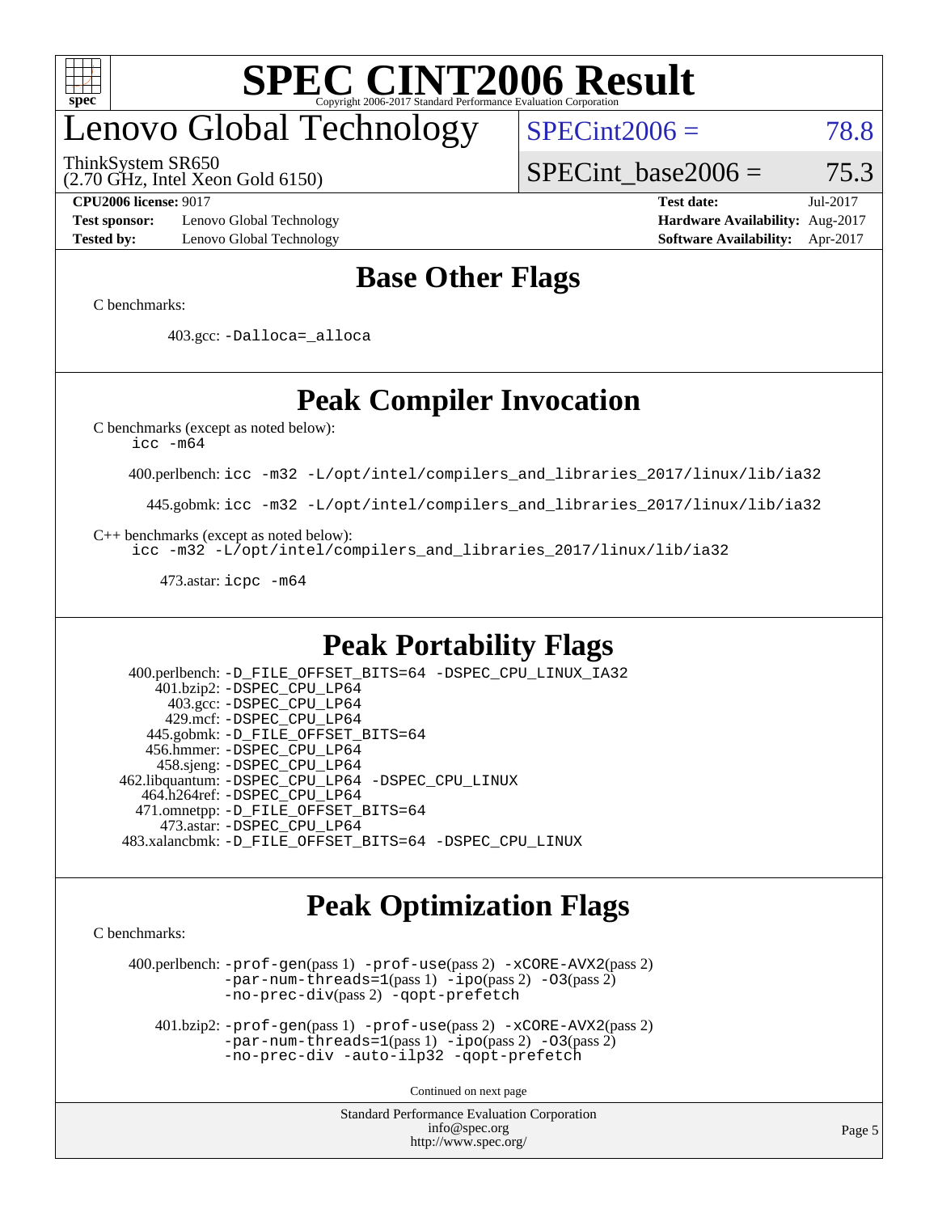# SPEC CINT2006 Result

## Lenovo Global Technology

ThinkSystem SR650
(2.70 GHz, Intel Xeon Gold 6150)

SPECint2006 = 78.8

SPECint_base2006 = 75.3

**CPU2006 license:** 9017
**Test sponsor:** Lenovo Global Technology
**Tested by:** Lenovo Global Technology

**Test date:** Jul-2017
**Hardware Availability:** Aug-2017
**Software Availability:** Apr-2017

## Base Other Flags

C benchmarks:

403.gcc: -Dalloca=_alloca

## Peak Compiler Invocation

C benchmarks (except as noted below):
icc -m64

400.perlbench: icc -m32 -L/opt/intel/compilers_and_libraries_2017/linux/lib/ia32

445.gobmk: icc -m32 -L/opt/intel/compilers_and_libraries_2017/linux/lib/ia32

C++ benchmarks (except as noted below):
icc -m32 -L/opt/intel/compilers_and_libraries_2017/linux/lib/ia32

473.astar: icpc -m64

## Peak Portability Flags

400.perlbench: -D_FILE_OFFSET_BITS=64 -DSPEC_CPU_LINUX_IA32
401.bzip2: -DSPEC_CPU_LP64
403.gcc: -DSPEC_CPU_LP64
429.mcf: -DSPEC_CPU_LP64
445.gobmk: -D_FILE_OFFSET_BITS=64
456.hmmer: -DSPEC_CPU_LP64
458.sjeng: -DSPEC_CPU_LP64
462.libquantum: -DSPEC_CPU_LP64 -DSPEC_CPU_LINUX
464.h264ref: -DSPEC_CPU_LP64
471.omnetpp: -D_FILE_OFFSET_BITS=64
473.astar: -DSPEC_CPU_LP64
483.xalancbmk: -D_FILE_OFFSET_BITS=64 -DSPEC_CPU_LINUX

## Peak Optimization Flags

C benchmarks:

400.perlbench: -prof-gen(pass 1) -prof-use(pass 2) -xCORE-AVX2(pass 2) -par-num-threads=1(pass 1) -ipo(pass 2) -O3(pass 2) -no-prec-div(pass 2) -qopt-prefetch

401.bzip2: -prof-gen(pass 1) -prof-use(pass 2) -xCORE-AVX2(pass 2) -par-num-threads=1(pass 1) -ipo(pass 2) -O3(pass 2) -no-prec-div -auto-ilp32 -qopt-prefetch

Continued on next page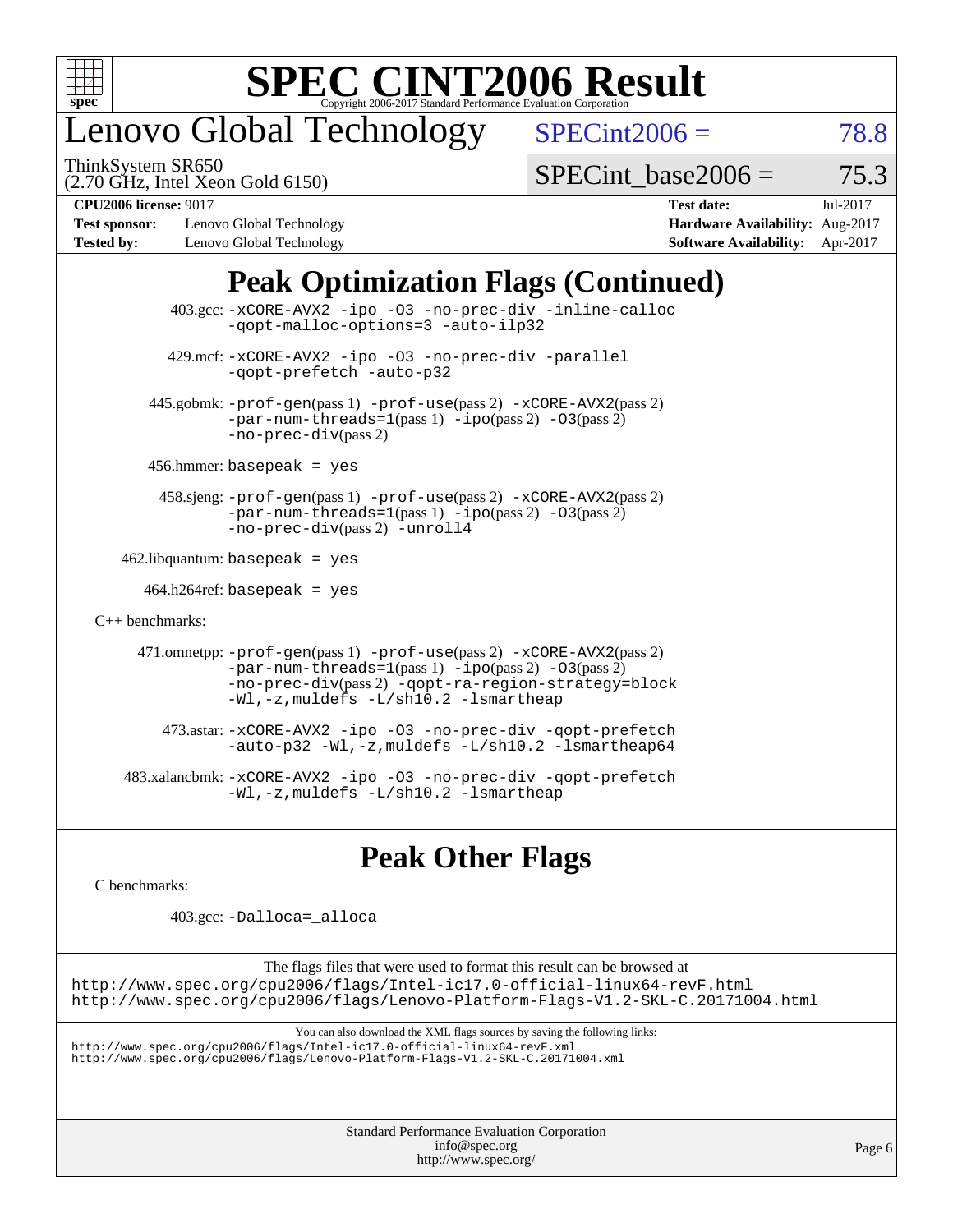# SPEC CINT2006 Result

Copyright 2006-2017 Standard Performance Evaluation Corporation

## Lenovo Global Technology

ThinkSystem SR650
(2.70 GHz, Intel Xeon Gold 6150)

SPECint2006 = 78.8

SPECint_base2006 = 75.3

| | | | |
|---|---|---|---|
| **CPU2006 license:** 9017 | | **Test date:** | Jul-2017 |
| **Test sponsor:** | Lenovo Global Technology | **Hardware Availability:** | Aug-2017 |
| **Tested by:** | Lenovo Global Technology | **Software Availability:** | Apr-2017 |

## Peak Optimization Flags (Continued)

403.gcc: `-xCORE-AVX2 -ipo -O3 -no-prec-div -inline-calloc -qopt-malloc-options=3 -auto-ilp32`

429.mcf: `-xCORE-AVX2 -ipo -O3 -no-prec-div -parallel -qopt-prefetch -auto-p32`

445.gobmk: `-prof-gen`(pass 1) `-prof-use`(pass 2) `-xCORE-AVX2`(pass 2) `-par-num-threads=1`(pass 1) `-ipo`(pass 2) `-O3`(pass 2) `-no-prec-div`(pass 2)

456.hmmer: `basepeak = yes`

458.sjeng: `-prof-gen`(pass 1) `-prof-use`(pass 2) `-xCORE-AVX2`(pass 2) `-par-num-threads=1`(pass 1) `-ipo`(pass 2) `-O3`(pass 2) `-no-prec-div`(pass 2) `-unroll4`

462.libquantum: `basepeak = yes`

464.h264ref: `basepeak = yes`

C++ benchmarks:

471.omnetpp: `-prof-gen`(pass 1) `-prof-use`(pass 2) `-xCORE-AVX2`(pass 2) `-par-num-threads=1`(pass 1) `-ipo`(pass 2) `-O3`(pass 2) `-no-prec-div`(pass 2) `-qopt-ra-region-strategy=block -Wl,-z,muldefs -L/sh10.2 -lsmartheap`

473.astar: `-xCORE-AVX2 -ipo -O3 -no-prec-div -qopt-prefetch -auto-p32 -Wl,-z,muldefs -L/sh10.2 -lsmartheap64`

483.xalancbmk: `-xCORE-AVX2 -ipo -O3 -no-prec-div -qopt-prefetch -Wl,-z,muldefs -L/sh10.2 -lsmartheap`

## Peak Other Flags

C benchmarks:

403.gcc: `-Dalloca=_alloca`

The flags files that were used to format this result can be browsed at
http://www.spec.org/cpu2006/flags/Intel-ic17.0-official-linux64-revF.html
http://www.spec.org/cpu2006/flags/Lenovo-Platform-Flags-V1.2-SKL-C.20171004.html

You can also download the XML flags sources by saving the following links:
http://www.spec.org/cpu2006/flags/Intel-ic17.0-official-linux64-revF.xml
http://www.spec.org/cpu2006/flags/Lenovo-Platform-Flags-V1.2-SKL-C.20171004.xml

Standard Performance Evaluation Corporation
info@spec.org
http://www.spec.org/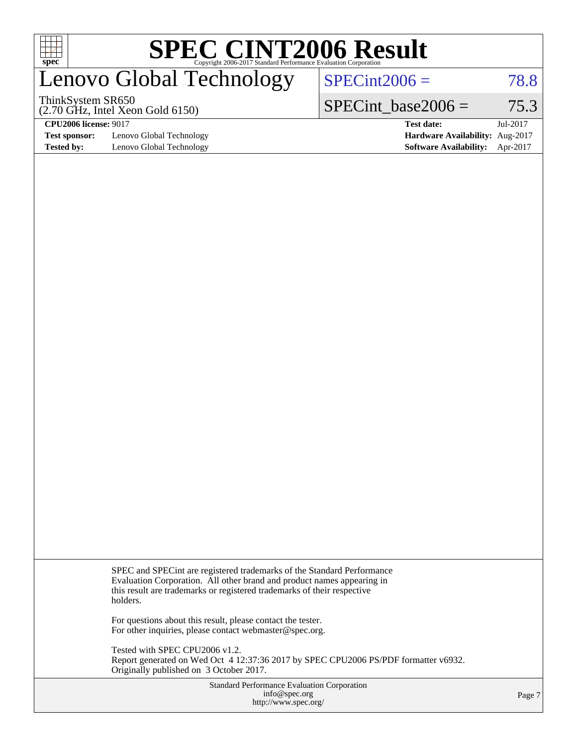SPEC and SPECint are registered trademarks of the Standard Performance Evaluation Corporation. All other brand and product names appearing in this result are trademarks or registered trademarks of their respective holders.

For questions about this result, please contact the tester.
For other inquiries, please contact webmaster@spec.org.

Tested with SPEC CPU2006 v1.2.
Report generated on Wed Oct 4 12:37:36 2017 by SPEC CPU2006 PS/PDF formatter v6932.
Originally published on 3 October 2017.